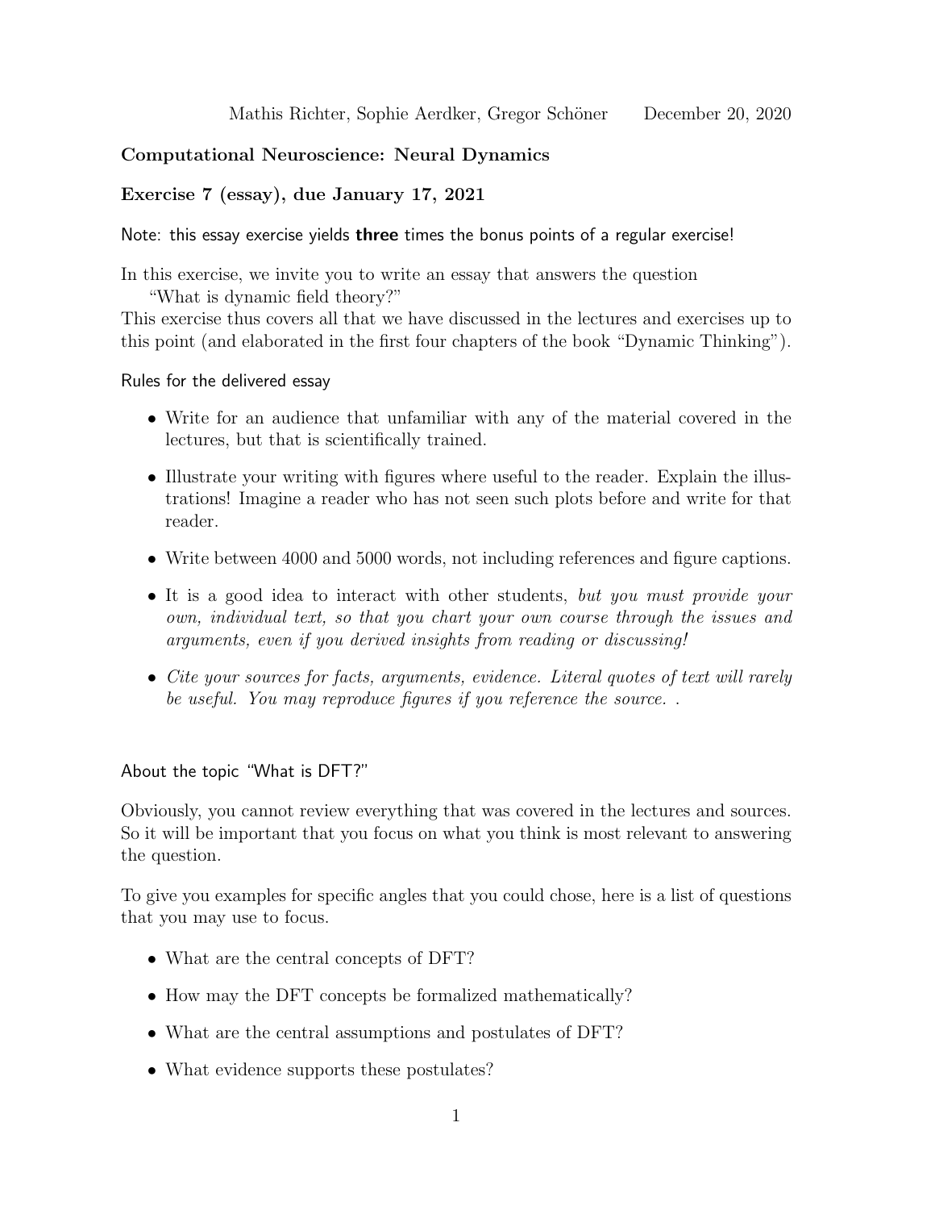Mathis Richter, Sophie Aerdker, Gregor Schöner December 20, 2020

**Computational Neuroscience: Neural Dynamics**

**Exercise 7 (essay), due January 17, 2021**

Note: this essay exercise yields **three** times the bonus points of a regular exercise!

In this exercise, we invite you to write an essay that answers the question
"What is dynamic field theory?"
This exercise thus covers all that we have discussed in the lectures and exercises up to this point (and elaborated in the first four chapters of the book "Dynamic Thinking").

Rules for the delivered essay

- Write for an audience that unfamiliar with any of the material covered in the lectures, but that is scientifically trained.
- Illustrate your writing with figures where useful to the reader. Explain the illustrations! Imagine a reader who has not seen such plots before and write for that reader.
- Write between 4000 and 5000 words, not including references and figure captions.
- It is a good idea to interact with other students, *but you must provide your own, individual text, so that you chart your own course through the issues and arguments, even if you derived insights from reading or discussing!*
- *Cite your sources for facts, arguments, evidence. Literal quotes of text will rarely be useful. You may reproduce figures if you reference the source. .*

About the topic "What is DFT?"

Obviously, you cannot review everything that was covered in the lectures and sources. So it will be important that you focus on what you think is most relevant to answering the question.

To give you examples for specific angles that you could chose, here is a list of questions that you may use to focus.

- What are the central concepts of DFT?
- How may the DFT concepts be formalized mathematically?
- What are the central assumptions and postulates of DFT?
- What evidence supports these postulates?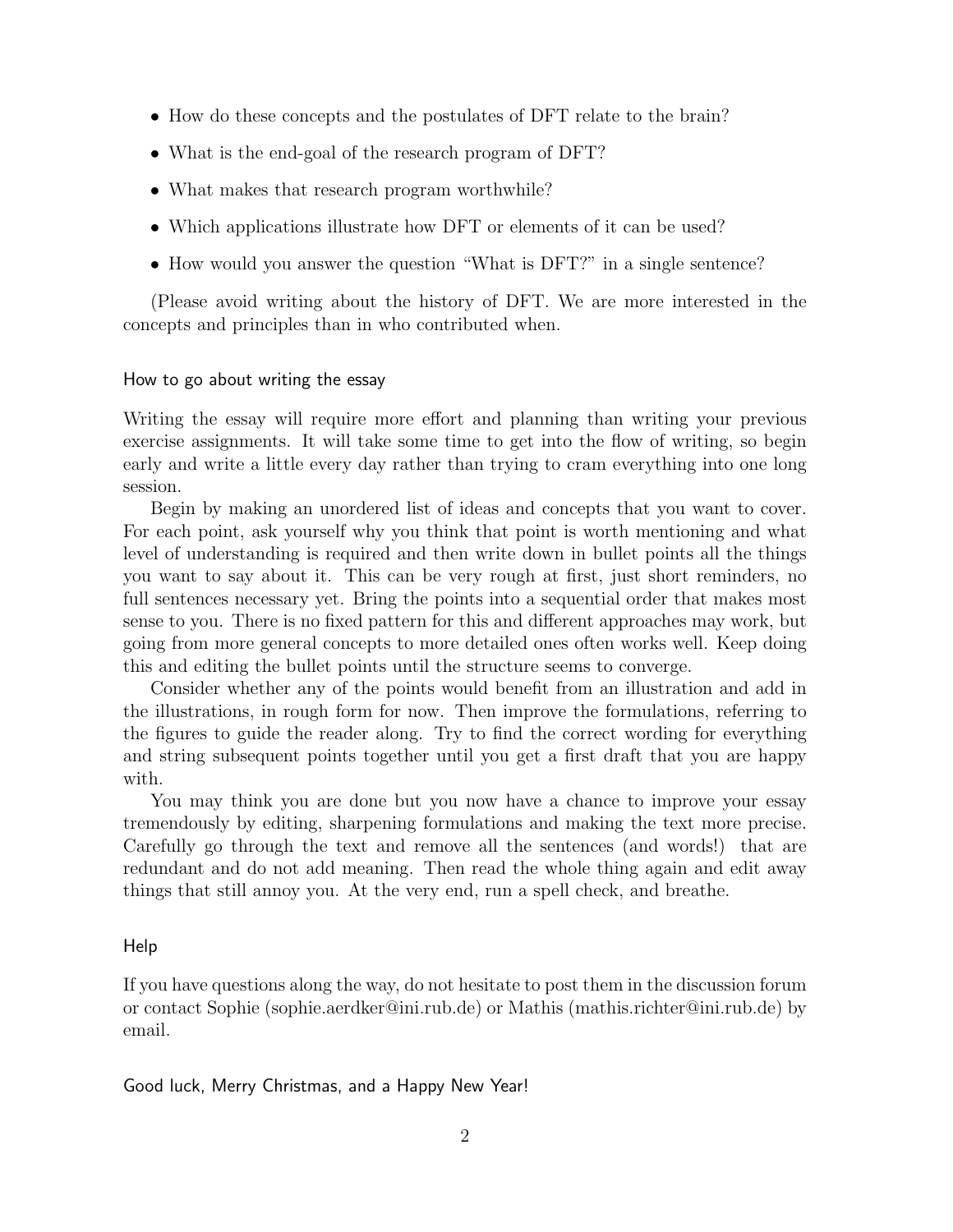- How do these concepts and the postulates of DFT relate to the brain?
- What is the end-goal of the research program of DFT?
- What makes that research program worthwhile?
- Which applications illustrate how DFT or elements of it can be used?
- How would you answer the question "What is DFT?" in a single sentence?

(Please avoid writing about the history of DFT. We are more interested in the concepts and principles than in who contributed when.

## How to go about writing the essay

Writing the essay will require more effort and planning than writing your previous exercise assignments. It will take some time to get into the flow of writing, so begin early and write a little every day rather than trying to cram everything into one long session.

Begin by making an unordered list of ideas and concepts that you want to cover. For each point, ask yourself why you think that point is worth mentioning and what level of understanding is required and then write down in bullet points all the things you want to say about it. This can be very rough at first, just short reminders, no full sentences necessary yet. Bring the points into a sequential order that makes most sense to you. There is no fixed pattern for this and different approaches may work, but going from more general concepts to more detailed ones often works well. Keep doing this and editing the bullet points until the structure seems to converge.

Consider whether any of the points would benefit from an illustration and add in the illustrations, in rough form for now. Then improve the formulations, referring to the figures to guide the reader along. Try to find the correct wording for everything and string subsequent points together until you get a first draft that you are happy with.

You may think you are done but you now have a chance to improve your essay tremendously by editing, sharpening formulations and making the text more precise. Carefully go through the text and remove all the sentences (and words!) that are redundant and do not add meaning. Then read the whole thing again and edit away things that still annoy you. At the very end, run a spell check, and breathe.

## Help

If you have questions along the way, do not hesitate to post them in the discussion forum or contact Sophie (sophie.aerdker@ini.rub.de) or Mathis (mathis.richter@ini.rub.de) by email.

Good luck, Merry Christmas, and a Happy New Year!